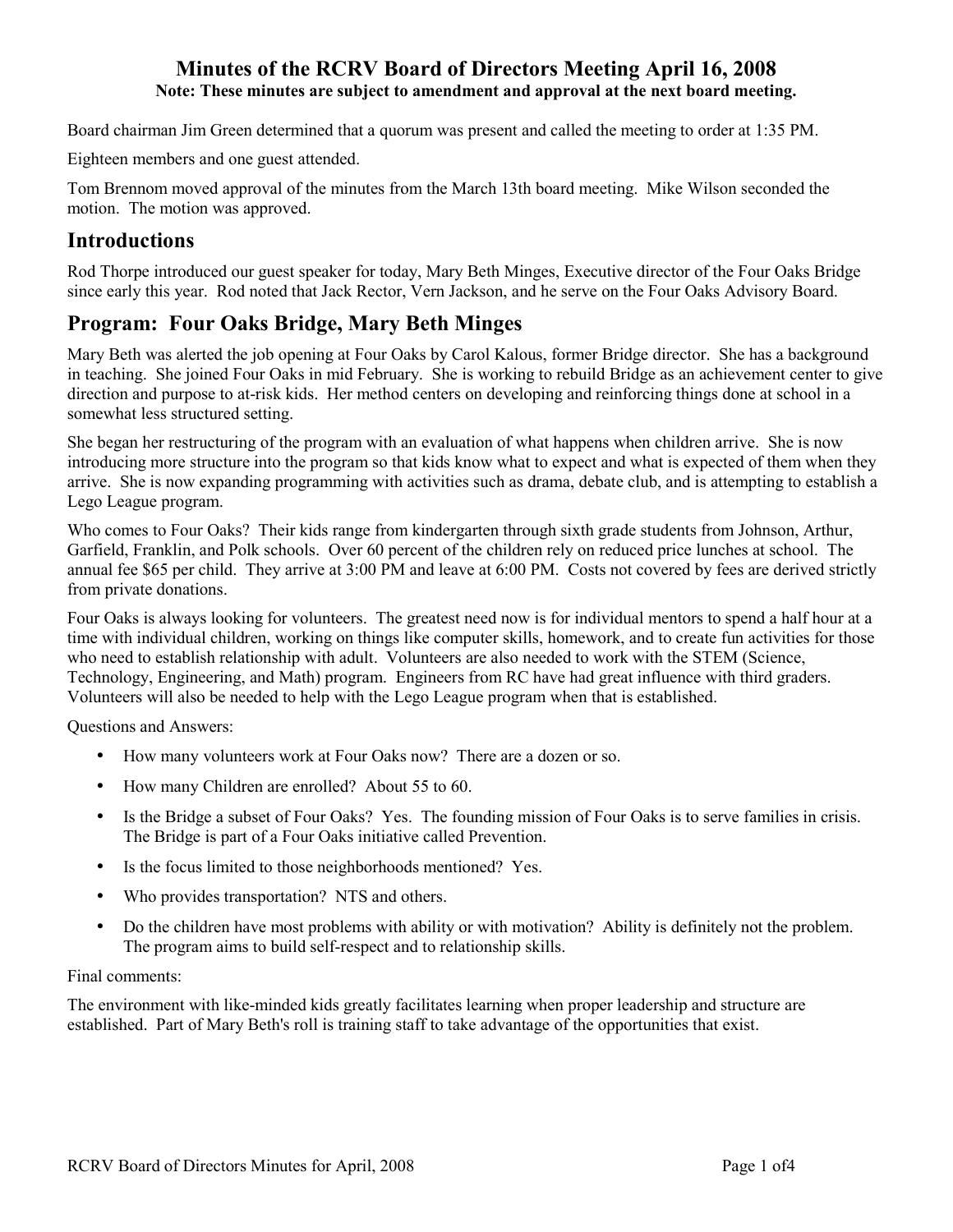# Minutes of the RCRV Board of Directors Meeting April 16, 2008

**Note: These minutes are subject to amendment and approval at the next board meeting.**

Board chairman Jim Green determined that a quorum was present and called the meeting to order at 1:35 PM.

Eighteen members and one guest attended.

Tom Brennom moved approval of the minutes from the March 13th board meeting. Mike Wilson seconded the motion. The motion was approved.

## Introductions

Rod Thorpe introduced our guest speaker for today, Mary Beth Minges, Executive director of the Four Oaks Bridge since early this year. Rod noted that Jack Rector, Vern Jackson, and he serve on the Four Oaks Advisory Board.

## Program: Four Oaks Bridge, Mary Beth Minges

Mary Beth was alerted the job opening at Four Oaks by Carol Kalous, former Bridge director. She has a background in teaching. She joined Four Oaks in mid February. She is working to rebuild Bridge as an achievement center to give direction and purpose to at-risk kids. Her method centers on developing and reinforcing things done at school in a somewhat less structured setting.

She began her restructuring of the program with an evaluation of what happens when children arrive. She is now introducing more structure into the program so that kids know what to expect and what is expected of them when they arrive. She is now expanding programming with activities such as drama, debate club, and is attempting to establish a Lego League program.

Who comes to Four Oaks? Their kids range from kindergarten through sixth grade students from Johnson, Arthur, Garfield, Franklin, and Polk schools. Over 60 percent of the children rely on reduced price lunches at school. The annual fee $65 per child. They arrive at 3:00 PM and leave at 6:00 PM. Costs not covered by fees are derived strictly from private donations.

Four Oaks is always looking for volunteers. The greatest need now is for individual mentors to spend a half hour at a time with individual children, working on things like computer skills, homework, and to create fun activities for those who need to establish relationship with adult. Volunteers are also needed to work with the STEM (Science, Technology, Engineering, and Math) program. Engineers from RC have had great influence with third graders. Volunteers will also be needed to help with the Lego League program when that is established.

Questions and Answers:

- How many volunteers work at Four Oaks now? There are a dozen or so.
- How many Children are enrolled? About 55 to 60.
- Is the Bridge a subset of Four Oaks? Yes. The founding mission of Four Oaks is to serve families in crisis. The Bridge is part of a Four Oaks initiative called Prevention.
- Is the focus limited to those neighborhoods mentioned? Yes.
- Who provides transportation? NTS and others.
- Do the children have most problems with ability or with motivation? Ability is definitely not the problem. The program aims to build self-respect and to relationship skills.

Final comments:

The environment with like-minded kids greatly facilitates learning when proper leadership and structure are established. Part of Mary Beth's roll is training staff to take advantage of the opportunities that exist.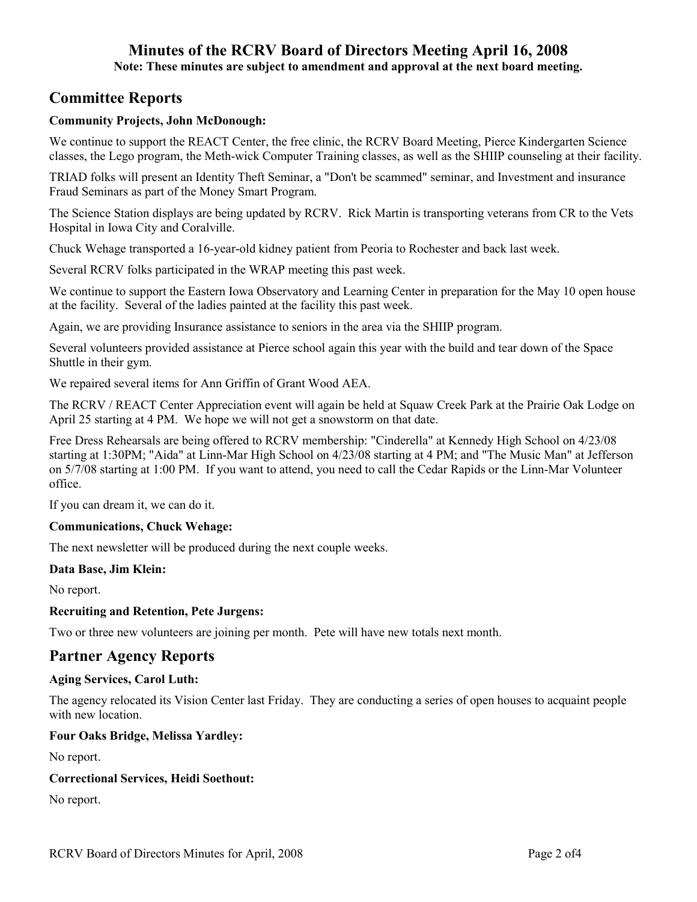# Minutes of the RCRV Board of Directors Meeting April 16, 2008

**Note: These minutes are subject to amendment and approval at the next board meeting.**

## Committee Reports

**Community Projects, John McDonough:**

We continue to support the REACT Center, the free clinic, the RCRV Board Meeting, Pierce Kindergarten Science classes, the Lego program, the Meth-wick Computer Training classes, as well as the SHIIP counseling at their facility.

TRIAD folks will present an Identity Theft Seminar, a "Don't be scammed" seminar, and Investment and insurance Fraud Seminars as part of the Money Smart Program.

The Science Station displays are being updated by RCRV. Rick Martin is transporting veterans from CR to the Vets Hospital in Iowa City and Coralville.

Chuck Wehage transported a 16-year-old kidney patient from Peoria to Rochester and back last week.

Several RCRV folks participated in the WRAP meeting this past week.

We continue to support the Eastern Iowa Observatory and Learning Center in preparation for the May 10 open house at the facility. Several of the ladies painted at the facility this past week.

Again, we are providing Insurance assistance to seniors in the area via the SHIIP program.

Several volunteers provided assistance at Pierce school again this year with the build and tear down of the Space Shuttle in their gym.

We repaired several items for Ann Griffin of Grant Wood AEA.

The RCRV / REACT Center Appreciation event will again be held at Squaw Creek Park at the Prairie Oak Lodge on April 25 starting at 4 PM. We hope we will not get a snowstorm on that date.

Free Dress Rehearsals are being offered to RCRV membership: "Cinderella" at Kennedy High School on 4/23/08 starting at 1:30PM; "Aida" at Linn-Mar High School on 4/23/08 starting at 4 PM; and "The Music Man" at Jefferson on 5/7/08 starting at 1:00 PM. If you want to attend, you need to call the Cedar Rapids or the Linn-Mar Volunteer office.

If you can dream it, we can do it.

**Communications, Chuck Wehage:**

The next newsletter will be produced during the next couple weeks.

**Data Base, Jim Klein:**

No report.

**Recruiting and Retention, Pete Jurgens:**

Two or three new volunteers are joining per month. Pete will have new totals next month.

## Partner Agency Reports

**Aging Services, Carol Luth:**

The agency relocated its Vision Center last Friday. They are conducting a series of open houses to acquaint people with new location.

**Four Oaks Bridge, Melissa Yardley:**

No report.

**Correctional Services, Heidi Soethout:**

No report.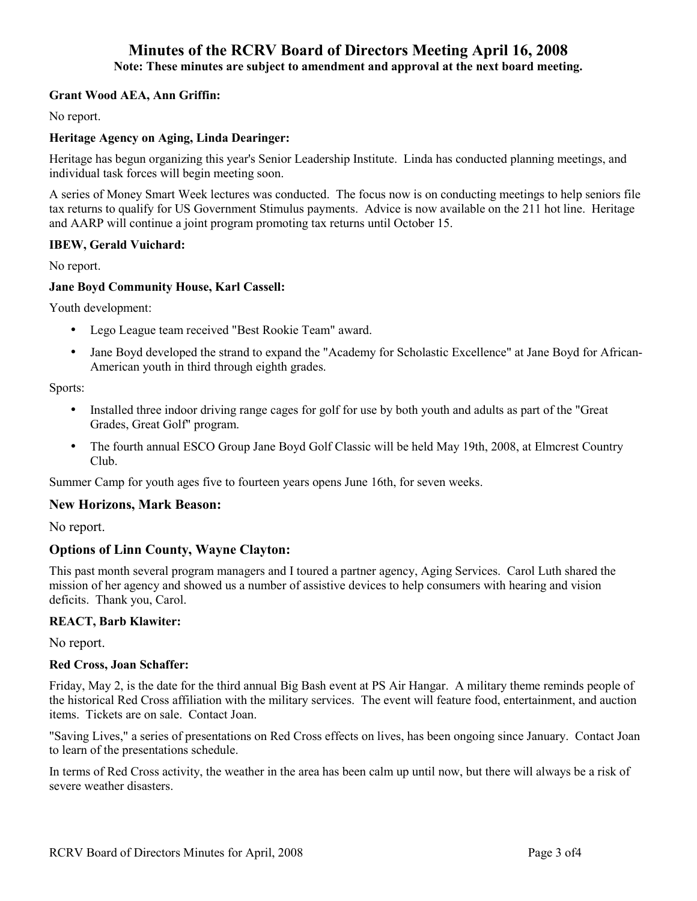# Minutes of the RCRV Board of Directors Meeting April 16, 2008

**Note: These minutes are subject to amendment and approval at the next board meeting.**

**Grant Wood AEA, Ann Griffin:**

No report.

**Heritage Agency on Aging, Linda Dearinger:**

Heritage has begun organizing this year's Senior Leadership Institute. Linda has conducted planning meetings, and individual task forces will begin meeting soon.

A series of Money Smart Week lectures was conducted. The focus now is on conducting meetings to help seniors file tax returns to qualify for US Government Stimulus payments. Advice is now available on the 211 hot line. Heritage and AARP will continue a joint program promoting tax returns until October 15.

**IBEW, Gerald Vuichard:**

No report.

**Jane Boyd Community House, Karl Cassell:**

Youth development:

- Lego League team received "Best Rookie Team" award.
- Jane Boyd developed the strand to expand the "Academy for Scholastic Excellence" at Jane Boyd for African-American youth in third through eighth grades.

Sports:

- Installed three indoor driving range cages for golf for use by both youth and adults as part of the "Great Grades, Great Golf" program.
- The fourth annual ESCO Group Jane Boyd Golf Classic will be held May 19th, 2008, at Elmcrest Country Club.

Summer Camp for youth ages five to fourteen years opens June 16th, for seven weeks.

**New Horizons, Mark Beason:**

No report.

**Options of Linn County, Wayne Clayton:**

This past month several program managers and I toured a partner agency, Aging Services. Carol Luth shared the mission of her agency and showed us a number of assistive devices to help consumers with hearing and vision deficits. Thank you, Carol.

**REACT, Barb Klawiter:**

No report.

**Red Cross, Joan Schaffer:**

Friday, May 2, is the date for the third annual Big Bash event at PS Air Hangar. A military theme reminds people of the historical Red Cross affiliation with the military services. The event will feature food, entertainment, and auction items. Tickets are on sale. Contact Joan.

"Saving Lives," a series of presentations on Red Cross effects on lives, has been ongoing since January. Contact Joan to learn of the presentations schedule.

In terms of Red Cross activity, the weather in the area has been calm up until now, but there will always be a risk of severe weather disasters.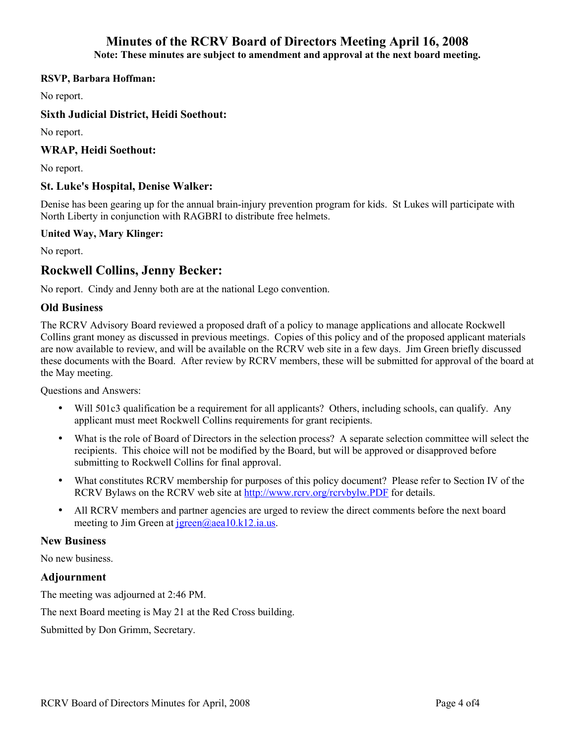# Minutes of the RCRV Board of Directors Meeting April 16, 2008

**Note: These minutes are subject to amendment and approval at the next board meeting.**

#### RSVP, Barbara Hoffman:

No report.

### Sixth Judicial District, Heidi Soethout:

No report.

### WRAP, Heidi Soethout:

No report.

### St. Luke's Hospital, Denise Walker:

Denise has been gearing up for the annual brain-injury prevention program for kids. St Lukes will participate with North Liberty in conjunction with RAGBRI to distribute free helmets.

#### United Way, Mary Klinger:

No report.

## Rockwell Collins, Jenny Becker:

No report. Cindy and Jenny both are at the national Lego convention.

### Old Business

The RCRV Advisory Board reviewed a proposed draft of a policy to manage applications and allocate Rockwell Collins grant money as discussed in previous meetings. Copies of this policy and of the proposed applicant materials are now available to review, and will be available on the RCRV web site in a few days. Jim Green briefly discussed these documents with the Board. After review by RCRV members, these will be submitted for approval of the board at the May meeting.

Questions and Answers:

- Will 501c3 qualification be a requirement for all applicants? Others, including schools, can qualify. Any applicant must meet Rockwell Collins requirements for grant recipients.
- What is the role of Board of Directors in the selection process? A separate selection committee will select the recipients. This choice will not be modified by the Board, but will be approved or disapproved before submitting to Rockwell Collins for final approval.
- What constitutes RCRV membership for purposes of this policy document? Please refer to Section IV of the RCRV Bylaws on the RCRV web site at http://www.rcrv.org/rcrvbylw.PDF for details.
- All RCRV members and partner agencies are urged to review the direct comments before the next board meeting to Jim Green at jgreen@aea10.k12.ia.us.

### New Business

No new business.

### Adjournment

The meeting was adjourned at 2:46 PM.

The next Board meeting is May 21 at the Red Cross building.

Submitted by Don Grimm, Secretary.